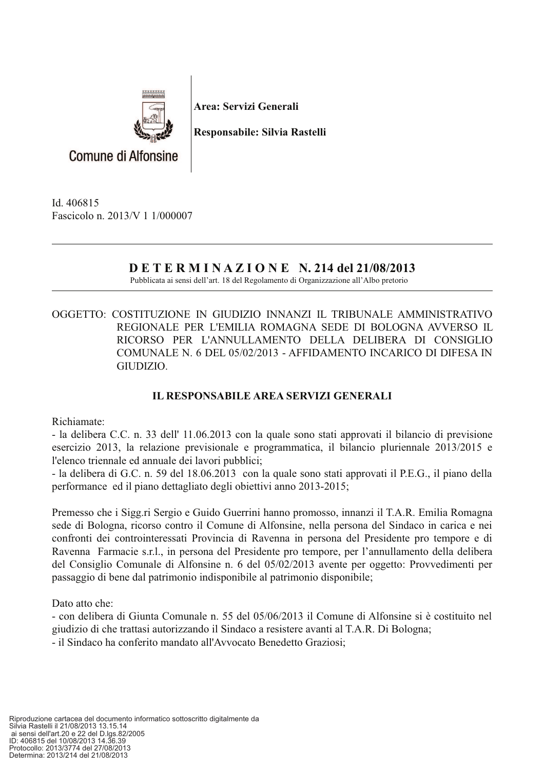Comune di Alfonsine

**Area: Servizi Generali**

**Responsabile: Silvia Rastelli**

Id. 406815
Fascicolo n. 2013/V 1 1/000007

---

## D E T E R M I N A Z I O N E N. 214 del 21/08/2013

Pubblicata ai sensi dell'art. 18 del Regolamento di Organizzazione all'Albo pretorio

---

OGGETTO: COSTITUZIONE IN GIUDIZIO INNANZI IL TRIBUNALE AMMINISTRATIVO REGIONALE PER L'EMILIA ROMAGNA SEDE DI BOLOGNA AVVERSO IL RICORSO PER L'ANNULLAMENTO DELLA DELIBERA DI CONSIGLIO COMUNALE N. 6 DEL 05/02/2013 - AFFIDAMENTO INCARICO DI DIFESA IN GIUDIZIO.

### IL RESPONSABILE AREA SERVIZI GENERALI

Richiamate:
- la delibera C.C. n. 33 dell' 11.06.2013 con la quale sono stati approvati il bilancio di previsione esercizio 2013, la relazione previsionale e programmatica, il bilancio pluriennale 2013/2015 e l'elenco triennale ed annuale dei lavori pubblici;
- la delibera di G.C. n. 59 del 18.06.2013 con la quale sono stati approvati il P.E.G., il piano della performance ed il piano dettagliato degli obiettivi anno 2013-2015;

Premesso che i Sigg.ri Sergio e Guido Guerrini hanno promosso, innanzi il T.A.R. Emilia Romagna sede di Bologna, ricorso contro il Comune di Alfonsine, nella persona del Sindaco in carica e nei confronti dei controinteressati Provincia di Ravenna in persona del Presidente pro tempore e di Ravenna Farmacie s.r.l., in persona del Presidente pro tempore, per l'annullamento della delibera del Consiglio Comunale di Alfonsine n. 6 del 05/02/2013 avente per oggetto: Provvedimenti per passaggio di bene dal patrimonio indisponibile al patrimonio disponibile;

Dato atto che:
- con delibera di Giunta Comunale n. 55 del 05/06/2013 il Comune di Alfonsine si è costituito nel giudizio di che trattasi autorizzando il Sindaco a resistere avanti al T.A.R. Di Bologna;
- il Sindaco ha conferito mandato all'Avvocato Benedetto Graziosi;

Riproduzione cartacea del documento informatico sottoscritto digitalmente da
Silvia Rastelli il 21/08/2013 13.15.14
ai sensi dell'art.20 e 22 del D.lgs.82/2005
ID: 406815 del 10/08/2013 14.36.39
Protocollo: 2013/3774 del 27/08/2013
Determina: 2013/214 del 21/08/2013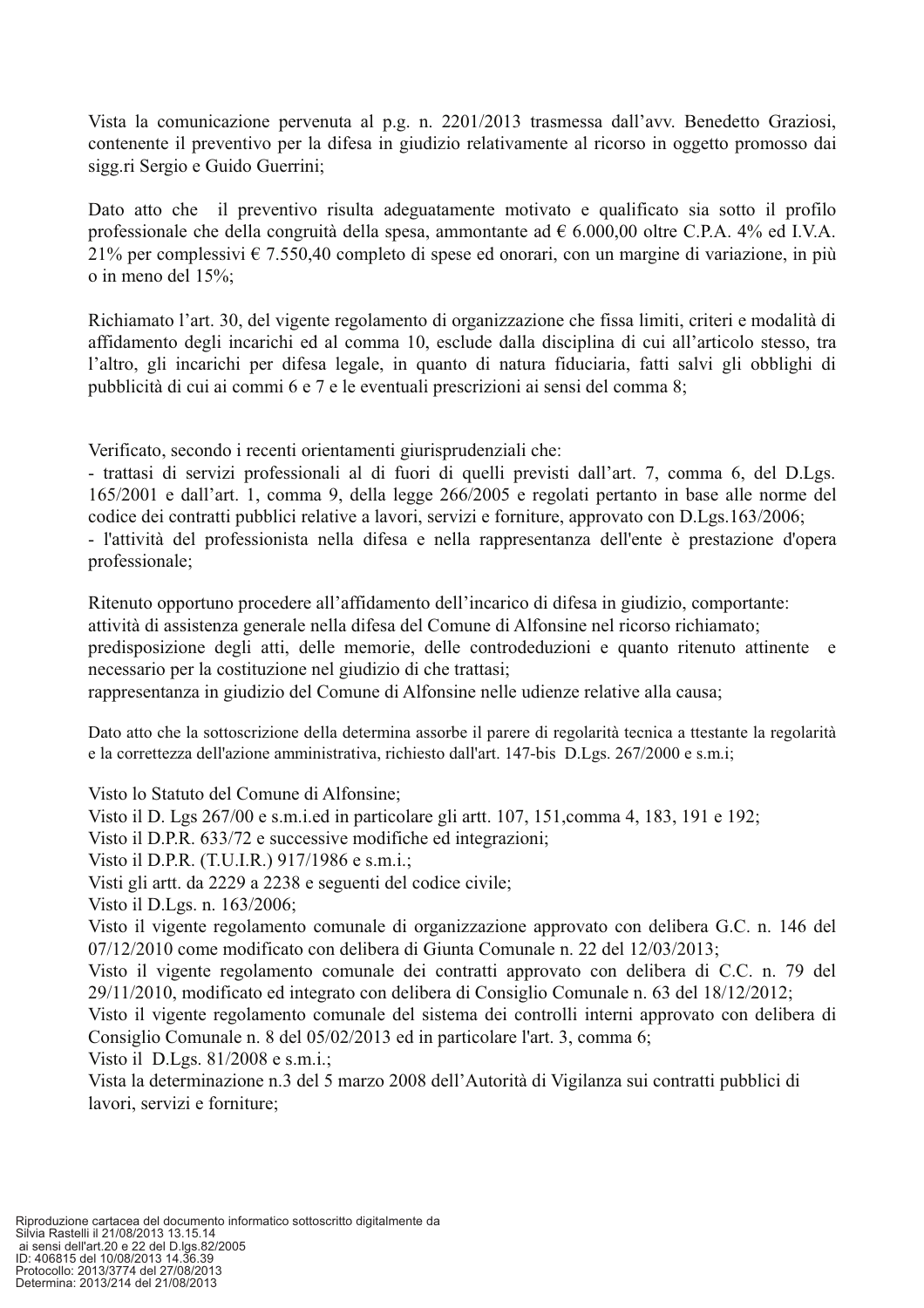Vista la comunicazione pervenuta al p.g. n. 2201/2013 trasmessa dall'avv. Benedetto Graziosi, contenente il preventivo per la difesa in giudizio relativamente al ricorso in oggetto promosso dai sigg.ri Sergio e Guido Guerrini;

Dato atto che il preventivo risulta adeguatamente motivato e qualificato sia sotto il profilo professionale che della congruità della spesa, ammontante ad € 6.000,00 oltre C.P.A. 4% ed I.V.A. 21% per complessivi € 7.550,40 completo di spese ed onorari, con un margine di variazione, in più o in meno del 15%;

Richiamato l'art. 30, del vigente regolamento di organizzazione che fissa limiti, criteri e modalità di affidamento degli incarichi ed al comma 10, esclude dalla disciplina di cui all'articolo stesso, tra l'altro, gli incarichi per difesa legale, in quanto di natura fiduciaria, fatti salvi gli obblighi di pubblicità di cui ai commi 6 e 7 e le eventuali prescrizioni ai sensi del comma 8;

Verificato, secondo i recenti orientamenti giurisprudenziali che:
- trattasi di servizi professionali al di fuori di quelli previsti dall'art. 7, comma 6, del D.Lgs. 165/2001 e dall'art. 1, comma 9, della legge 266/2005 e regolati pertanto in base alle norme del codice dei contratti pubblici relative a lavori, servizi e forniture, approvato con D.Lgs.163/2006;
- l'attività del professionista nella difesa e nella rappresentanza dell'ente è prestazione d'opera professionale;

Ritenuto opportuno procedere all'affidamento dell'incarico di difesa in giudizio, comportante:
attività di assistenza generale nella difesa del Comune di Alfonsine nel ricorso richiamato;
predisposizione degli atti, delle memorie, delle controdeduzioni e quanto ritenuto attinente e necessario per la costituzione nel giudizio di che trattasi;
rappresentanza in giudizio del Comune di Alfonsine nelle udienze relative alla causa;

Dato atto che la sottoscrizione della determina assorbe il parere di regolarità tecnica a ttestante la regolarità e la correttezza dell'azione amministrativa, richiesto dall'art. 147-bis D.Lgs. 267/2000 e s.m.i;

Visto lo Statuto del Comune di Alfonsine;
Visto il D. Lgs 267/00 e s.m.i.ed in particolare gli artt. 107, 151,comma 4, 183, 191 e 192;
Visto il D.P.R. 633/72 e successive modifiche ed integrazioni;
Visto il D.P.R. (T.U.I.R.) 917/1986 e s.m.i.;
Visti gli artt. da 2229 a 2238 e seguenti del codice civile;
Visto il D.Lgs. n. 163/2006;
Visto il vigente regolamento comunale di organizzazione approvato con delibera G.C. n. 146 del 07/12/2010 come modificato con delibera di Giunta Comunale n. 22 del 12/03/2013;
Visto il vigente regolamento comunale dei contratti approvato con delibera di C.C. n. 79 del 29/11/2010, modificato ed integrato con delibera di Consiglio Comunale n. 63 del 18/12/2012;
Visto il vigente regolamento comunale del sistema dei controlli interni approvato con delibera di Consiglio Comunale n. 8 del 05/02/2013 ed in particolare l'art. 3, comma 6;
Visto il D.Lgs. 81/2008 e s.m.i.;
Vista la determinazione n.3 del 5 marzo 2008 dell'Autorità di Vigilanza sui contratti pubblici di lavori, servizi e forniture;

Riproduzione cartacea del documento informatico sottoscritto digitalmente da Silvia Rastelli il 21/08/2013 13.15.14 ai sensi dell'art.20 e 22 del D.lgs.82/2005
ID: 406815 del 10/08/2013 14.36.39
Protocollo: 2013/3774 del 27/08/2013
Determina: 2013/214 del 21/08/2013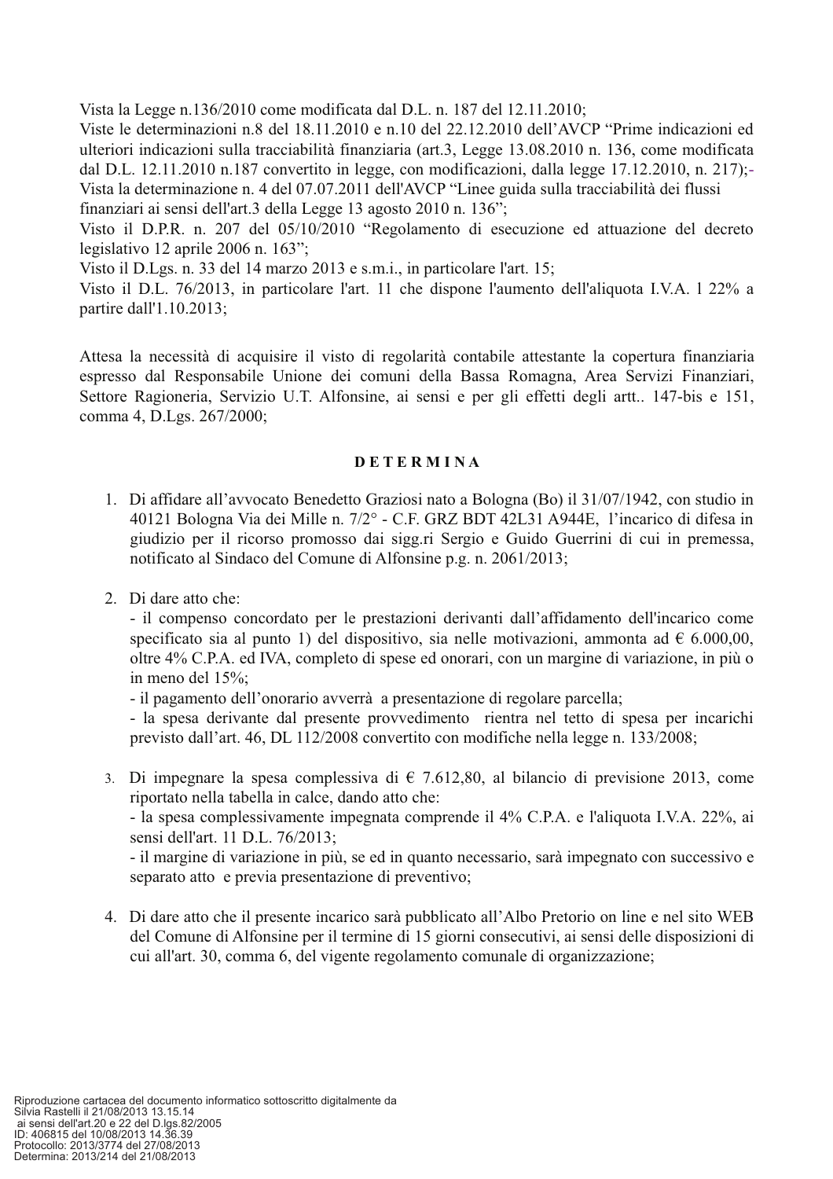Vista la Legge n.136/2010 come modificata dal D.L. n. 187 del 12.11.2010;
Viste le determinazioni n.8 del 18.11.2010 e n.10 del 22.12.2010 dell'AVCP "Prime indicazioni ed ulteriori indicazioni sulla tracciabilità finanziaria (art.3, Legge 13.08.2010 n. 136, come modificata dal D.L. 12.11.2010 n.187 convertito in legge, con modificazioni, dalla legge 17.12.2010, n. 217);-
Vista la determinazione n. 4 del 07.07.2011 dell'AVCP "Linee guida sulla tracciabilità dei flussi finanziari ai sensi dell'art.3 della Legge 13 agosto 2010 n. 136";
Visto il D.P.R. n. 207 del 05/10/2010 "Regolamento di esecuzione ed attuazione del decreto legislativo 12 aprile 2006 n. 163";
Visto il D.Lgs. n. 33 del 14 marzo 2013 e s.m.i., in particolare l'art. 15;
Visto il D.L. 76/2013, in particolare l'art. 11 che dispone l'aumento dell'aliquota I.V.A. l 22% a partire dall'1.10.2013;

Attesa la necessità di acquisire il visto di regolarità contabile attestante la copertura finanziaria espresso dal Responsabile Unione dei comuni della Bassa Romagna, Area Servizi Finanziari, Settore Ragioneria, Servizio U.T. Alfonsine, ai sensi e per gli effetti degli artt.. 147-bis e 151, comma 4, D.Lgs. 267/2000;

**D E T E R M I N A**

1. Di affidare all'avvocato Benedetto Graziosi nato a Bologna (Bo) il 31/07/1942, con studio in 40121 Bologna Via dei Mille n. 7/2° - C.F. GRZ BDT 42L31 A944E, l'incarico di difesa in giudizio per il ricorso promosso dai sigg.ri Sergio e Guido Guerrini di cui in premessa, notificato al Sindaco del Comune di Alfonsine p.g. n. 2061/2013;

2. Di dare atto che:
   - il compenso concordato per le prestazioni derivanti dall'affidamento dell'incarico come specificato sia al punto 1) del dispositivo, sia nelle motivazioni, ammonta ad € 6.000,00, oltre 4% C.P.A. ed IVA, completo di spese ed onorari, con un margine di variazione, in più o in meno del 15%;
   - il pagamento dell'onorario avverrà a presentazione di regolare parcella;
   - la spesa derivante dal presente provvedimento rientra nel tetto di spesa per incarichi previsto dall'art. 46, DL 112/2008 convertito con modifiche nella legge n. 133/2008;

3. Di impegnare la spesa complessiva di € 7.612,80, al bilancio di previsione 2013, come riportato nella tabella in calce, dando atto che:
   - la spesa complessivamente impegnata comprende il 4% C.P.A. e l'aliquota I.V.A. 22%, ai sensi dell'art. 11 D.L. 76/2013;
   - il margine di variazione in più, se ed in quanto necessario, sarà impegnato con successivo e separato atto e previa presentazione di preventivo;

4. Di dare atto che il presente incarico sarà pubblicato all'Albo Pretorio on line e nel sito WEB del Comune di Alfonsine per il termine di 15 giorni consecutivi, ai sensi delle disposizioni di cui all'art. 30, comma 6, del vigente regolamento comunale di organizzazione;

Riproduzione cartacea del documento informatico sottoscritto digitalmente da Silvia Rastelli il 21/08/2013 13.15.14 ai sensi dell'art.20 e 22 del D.lgs.82/2005
ID: 406815 del 10/08/2013 14.36.39
Protocollo: 2013/3774 del 27/08/2013
Determina: 2013/214 del 21/08/2013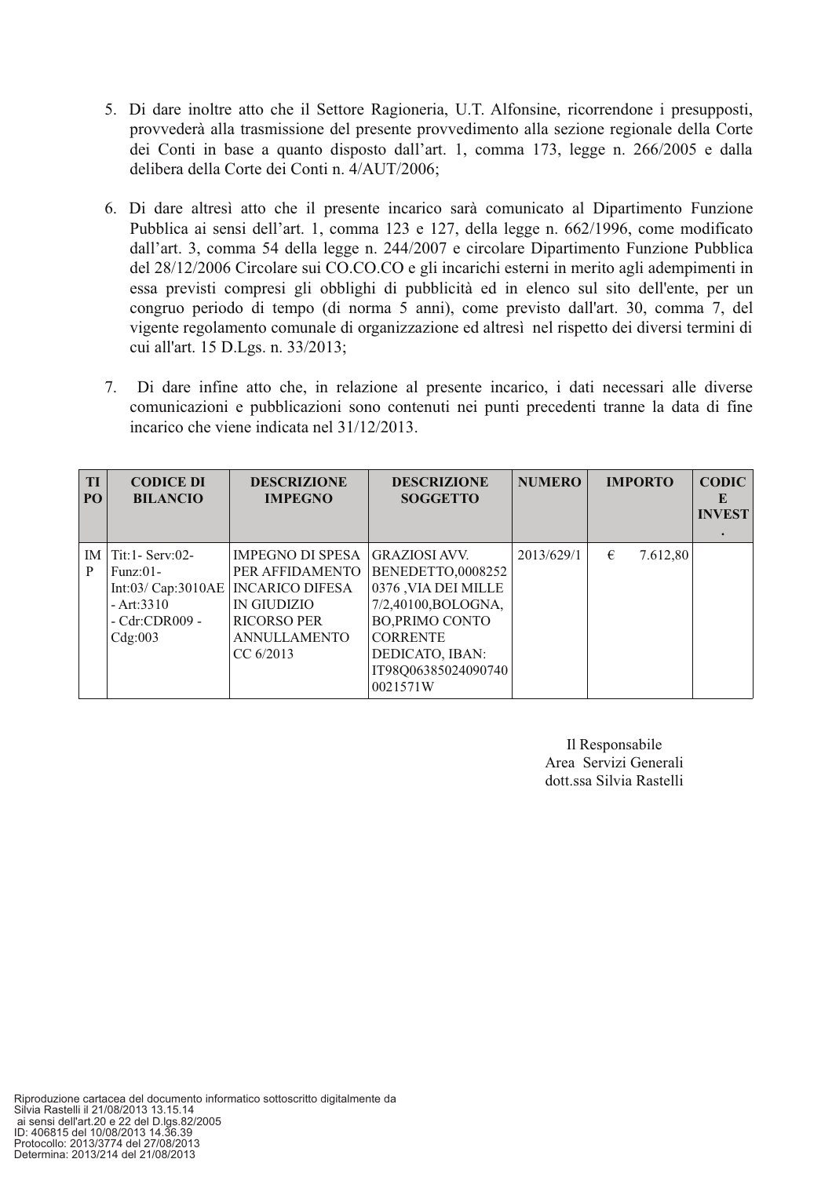5. Di dare inoltre atto che il Settore Ragioneria, U.T. Alfonsine, ricorrendone i presupposti, provvederà alla trasmissione del presente provvedimento alla sezione regionale della Corte dei Conti in base a quanto disposto dall'art. 1, comma 173, legge n. 266/2005 e dalla delibera della Corte dei Conti n. 4/AUT/2006;

6. Di dare altresì atto che il presente incarico sarà comunicato al Dipartimento Funzione Pubblica ai sensi dell'art. 1, comma 123 e 127, della legge n. 662/1996, come modificato dall'art. 3, comma 54 della legge n. 244/2007 e circolare Dipartimento Funzione Pubblica del 28/12/2006 Circolare sui CO.CO.CO e gli incarichi esterni in merito agli adempimenti in essa previsti compresi gli obblighi di pubblicità ed in elenco sul sito dell'ente, per un congruo periodo di tempo (di norma 5 anni), come previsto dall'art. 30, comma 7, del vigente regolamento comunale di organizzazione ed altresì nel rispetto dei diversi termini di cui all'art. 15 D.Lgs. n. 33/2013;

7. Di dare infine atto che, in relazione al presente incarico, i dati necessari alle diverse comunicazioni e pubblicazioni sono contenuti nei punti precedenti tranne la data di fine incarico che viene indicata nel 31/12/2013.

| TIPO | CODICE DI BILANCIO | DESCRIZIONE IMPEGNO | DESCRIZIONE SOGGETTO | NUMERO | IMPORTO | CODICE INVEST. |
|---|---|---|---|---|---|---|
| IMP | Tit:1- Serv:02- Funz:01- Int:03/ Cap:3010AE - Art:3310 - Cdr:CDR009 - Cdg:003 | IMPEGNO DI SPESA PER AFFIDAMENTO INCARICO DIFESA IN GIUDIZIO RICORSO PER ANNULLAMENTO CC 6/2013 | GRAZIOSI AVV. BENEDETTO,00082520376 ,VIA DEI MILLE 7/2,40100,BOLOGNA, BO,PRIMO CONTO CORRENTE DEDICATO, IBAN: IT98Q063850240907400021571W | 2013/629/1 | € 7.612,80 | |

Il Responsabile
Area Servizi Generali
dott.ssa Silvia Rastelli

Riproduzione cartacea del documento informatico sottoscritto digitalmente da
Silvia Rastelli il 21/08/2013 13.15.14
ai sensi dell'art.20 e 22 del D.lgs.82/2005
ID: 406815 del 10/08/2013 14.36.39
Protocollo: 2013/3774 del 27/08/2013
Determina: 2013/214 del 21/08/2013